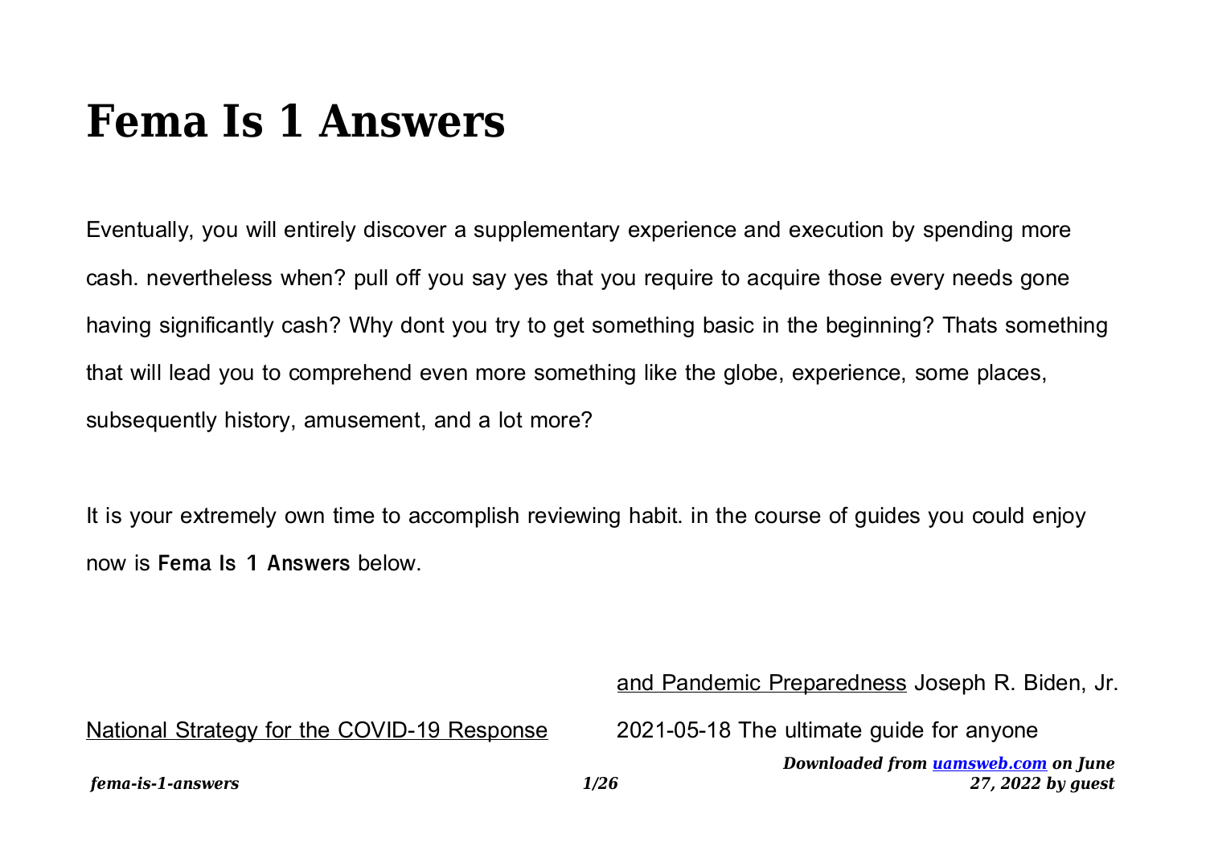# Fema Is 1 Answers

Eventually, you will entirely discover a supplementary experience and execution by spending more cash. nevertheless when? pull off you say yes that you require to acquire those every needs gone having significantly cash? Why dont you try to get something basic in the beginning? Thats something that will lead you to comprehend even more something like the globe, experience, some places, subsequently history, amusement, and a lot more?

It is your extremely own time to accomplish reviewing habit. in the course of guides you could enjoy now is **Fema Is 1 Answers** below.

National Strategy for the COVID-19 Response and Pandemic Preparedness Joseph R. Biden, Jr. 2021-05-18 The ultimate guide for anyone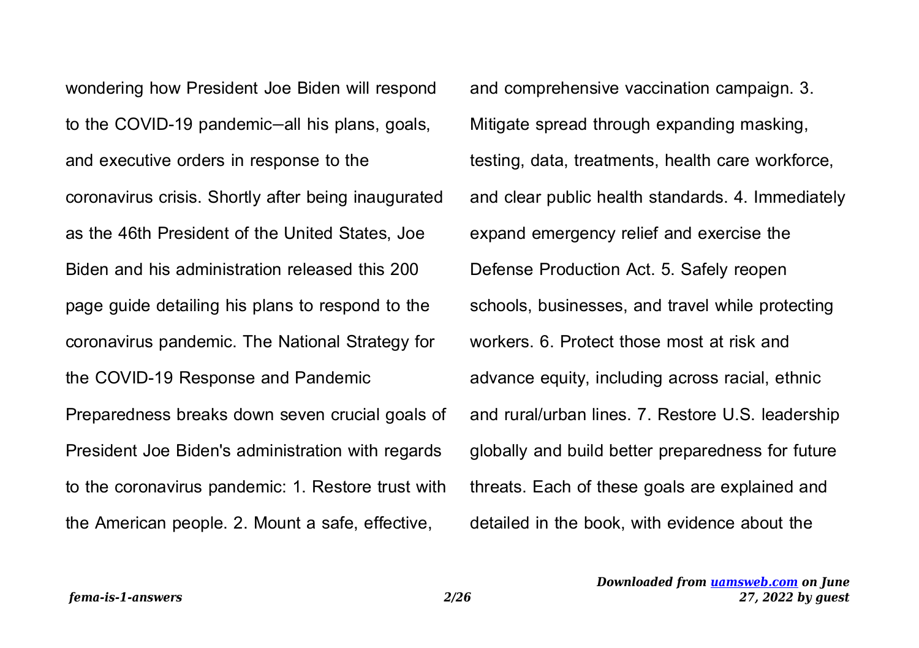wondering how President Joe Biden will respond to the COVID-19 pandemic—all his plans, goals, and executive orders in response to the coronavirus crisis. Shortly after being inaugurated as the 46th President of the United States, Joe Biden and his administration released this 200 page guide detailing his plans to respond to the coronavirus pandemic. The National Strategy for the COVID-19 Response and Pandemic Preparedness breaks down seven crucial goals of President Joe Biden's administration with regards to the coronavirus pandemic: 1. Restore trust with the American people. 2. Mount a safe, effective, and comprehensive vaccination campaign. 3. Mitigate spread through expanding masking, testing, data, treatments, health care workforce, and clear public health standards. 4. Immediately expand emergency relief and exercise the Defense Production Act. 5. Safely reopen schools, businesses, and travel while protecting workers. 6. Protect those most at risk and advance equity, including across racial, ethnic and rural/urban lines. 7. Restore U.S. leadership globally and build better preparedness for future threats. Each of these goals are explained and detailed in the book, with evidence about the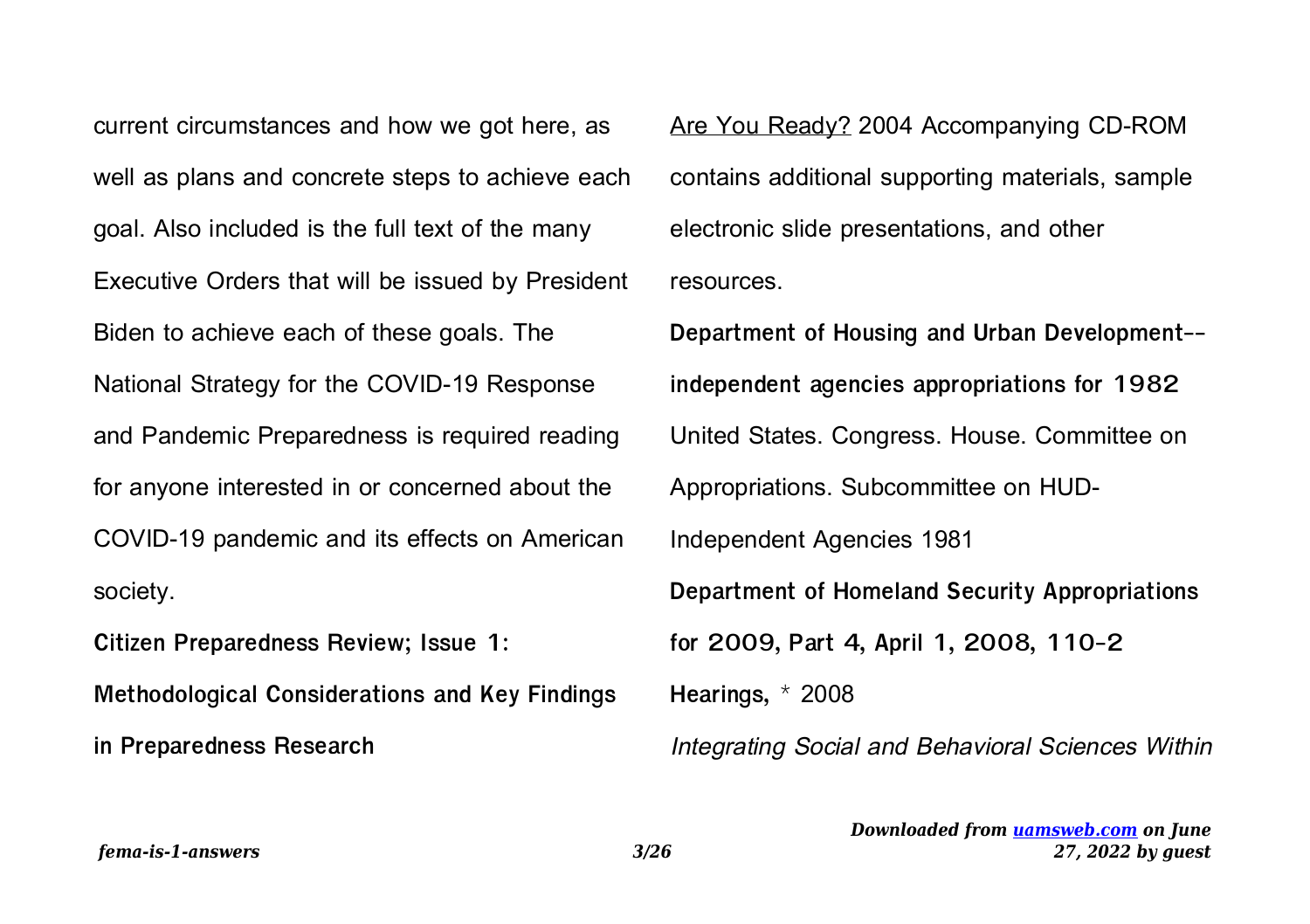current circumstances and how we got here, as well as plans and concrete steps to achieve each goal. Also included is the full text of the many Executive Orders that will be issued by President Biden to achieve each of these goals. The National Strategy for the COVID-19 Response and Pandemic Preparedness is required reading for anyone interested in or concerned about the COVID-19 pandemic and its effects on American society.

**Citizen Preparedness Review; Issue 1: Methodological Considerations and Key Findings in Preparedness Research**

Are You Ready? 2004 Accompanying CD-ROM contains additional supporting materials, sample electronic slide presentations, and other resources.

**Department of Housing and Urban Development--independent agencies appropriations for 1982** United States. Congress. House. Committee on Appropriations. Subcommittee on HUD-Independent Agencies 1981

**Department of Homeland Security Appropriations for 2009, Part 4, April 1, 2008, 110-2 Hearings,** * 2008

*Integrating Social and Behavioral Sciences Within*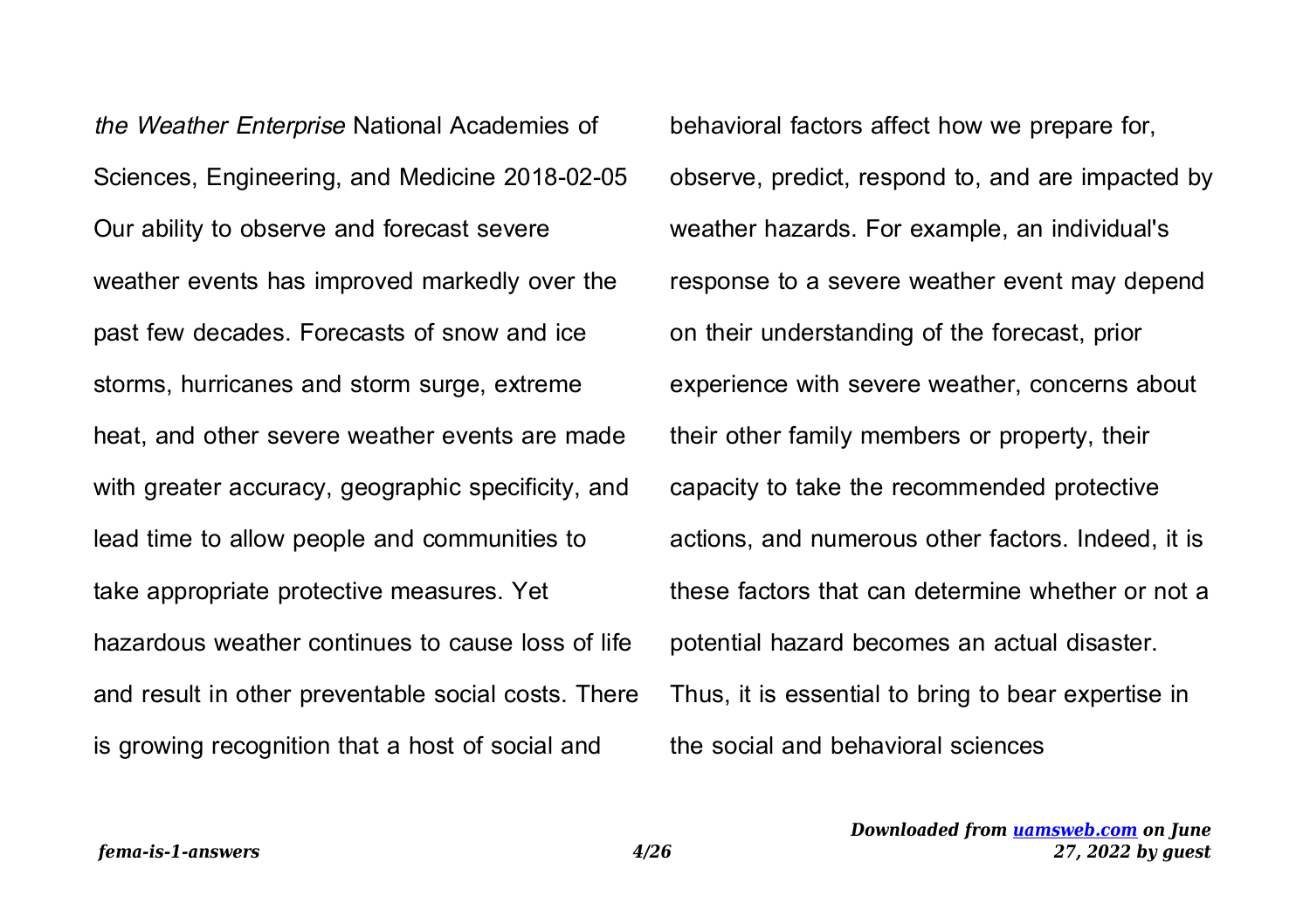*the Weather Enterprise* National Academies of Sciences, Engineering, and Medicine 2018-02-05 Our ability to observe and forecast severe weather events has improved markedly over the past few decades. Forecasts of snow and ice storms, hurricanes and storm surge, extreme heat, and other severe weather events are made with greater accuracy, geographic specificity, and lead time to allow people and communities to take appropriate protective measures. Yet hazardous weather continues to cause loss of life and result in other preventable social costs. There is growing recognition that a host of social and behavioral factors affect how we prepare for, observe, predict, respond to, and are impacted by weather hazards. For example, an individual's response to a severe weather event may depend on their understanding of the forecast, prior experience with severe weather, concerns about their other family members or property, their capacity to take the recommended protective actions, and numerous other factors. Indeed, it is these factors that can determine whether or not a potential hazard becomes an actual disaster. Thus, it is essential to bring to bear expertise in the social and behavioral sciences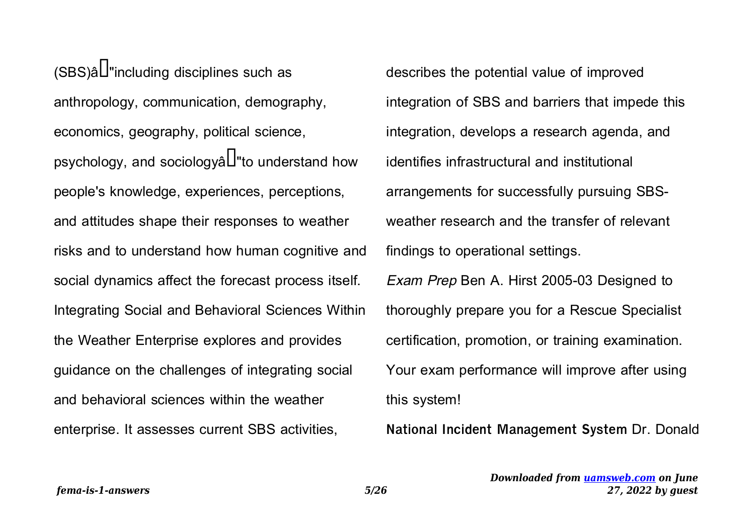(SBS)â"including disciplines such as anthropology, communication, demography, economics, geography, political science, psychology, and sociologyâ"to understand how people's knowledge, experiences, perceptions, and attitudes shape their responses to weather risks and to understand how human cognitive and social dynamics affect the forecast process itself. Integrating Social and Behavioral Sciences Within the Weather Enterprise explores and provides guidance on the challenges of integrating social and behavioral sciences within the weather enterprise. It assesses current SBS activities, describes the potential value of improved integration of SBS and barriers that impede this integration, develops a research agenda, and identifies infrastructural and institutional arrangements for successfully pursuing SBS-weather research and the transfer of relevant findings to operational settings.

*Exam Prep* Ben A. Hirst 2005-03 Designed to thoroughly prepare you for a Rescue Specialist certification, promotion, or training examination. Your exam performance will improve after using this system!

**National Incident Management System** Dr. Donald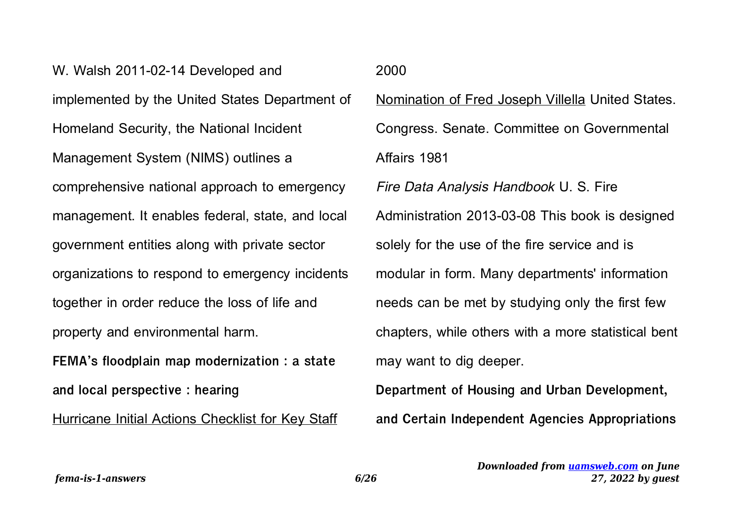W. Walsh 2011-02-14 Developed and implemented by the United States Department of Homeland Security, the National Incident Management System (NIMS) outlines a comprehensive national approach to emergency management. It enables federal, state, and local government entities along with private sector organizations to respond to emergency incidents together in order reduce the loss of life and property and environmental harm.

**FEMA's floodplain map modernization : a state and local perspective : hearing**

Hurricane Initial Actions Checklist for Key Staff 2000

Nomination of Fred Joseph Villella United States. Congress. Senate. Committee on Governmental Affairs 1981

*Fire Data Analysis Handbook* U. S. Fire Administration 2013-03-08 This book is designed solely for the use of the fire service and is modular in form. Many departments' information needs can be met by studying only the first few chapters, while others with a more statistical bent may want to dig deeper.

**Department of Housing and Urban Development, and Certain Independent Agencies Appropriations**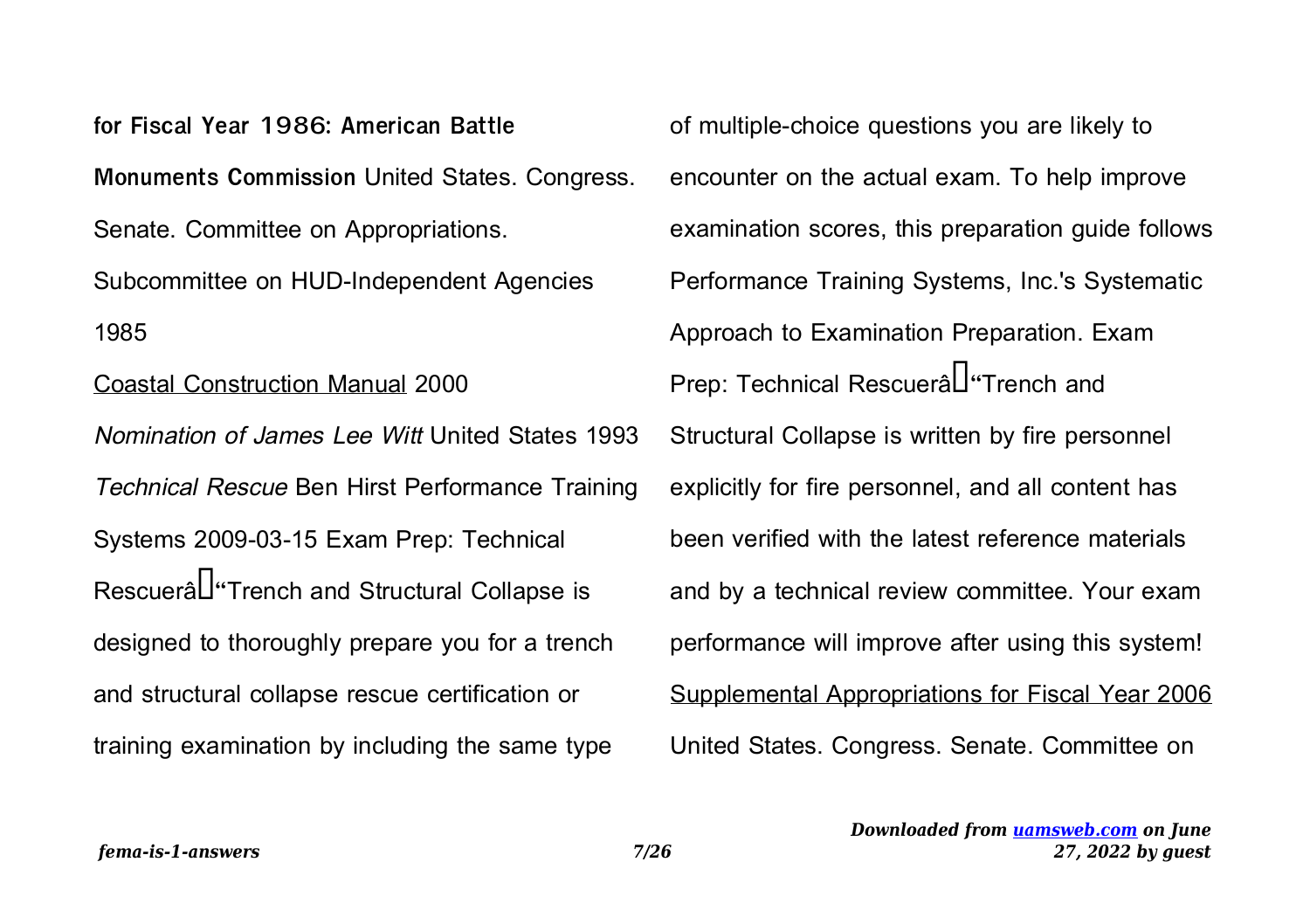**for Fiscal Year 1986: American Battle Monuments Commission** United States. Congress. Senate. Committee on Appropriations. Subcommittee on HUD-Independent Agencies 1985

Coastal Construction Manual 2000

*Nomination of James Lee Witt* United States 1993

*Technical Rescue* Ben Hirst Performance Training Systems 2009-03-15 Exam Prep: Technical Rescuerâ"Trench and Structural Collapse is designed to thoroughly prepare you for a trench and structural collapse rescue certification or training examination by including the same type of multiple-choice questions you are likely to encounter on the actual exam. To help improve examination scores, this preparation guide follows Performance Training Systems, Inc.'s Systematic Approach to Examination Preparation. Exam Prep: Technical Rescuerâ"Trench and Structural Collapse is written by fire personnel explicitly for fire personnel, and all content has been verified with the latest reference materials and by a technical review committee. Your exam performance will improve after using this system!

Supplemental Appropriations for Fiscal Year 2006 United States. Congress. Senate. Committee on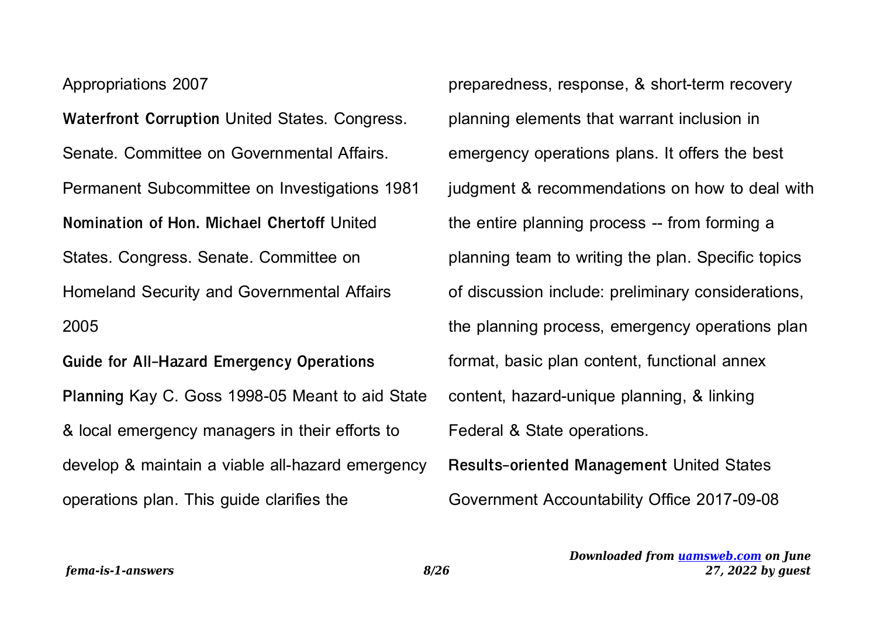Appropriations 2007

**Waterfront Corruption** United States. Congress. Senate. Committee on Governmental Affairs. Permanent Subcommittee on Investigations 1981

**Nomination of Hon. Michael Chertoff** United States. Congress. Senate. Committee on Homeland Security and Governmental Affairs 2005

**Guide for All-Hazard Emergency Operations Planning** Kay C. Goss 1998-05 Meant to aid State & local emergency managers in their efforts to develop & maintain a viable all-hazard emergency operations plan. This guide clarifies the preparedness, response, & short-term recovery planning elements that warrant inclusion in emergency operations plans. It offers the best judgment & recommendations on how to deal with the entire planning process -- from forming a planning team to writing the plan. Specific topics of discussion include: preliminary considerations, the planning process, emergency operations plan format, basic plan content, functional annex content, hazard-unique planning, & linking Federal & State operations.

**Results-oriented Management** United States Government Accountability Office 2017-09-08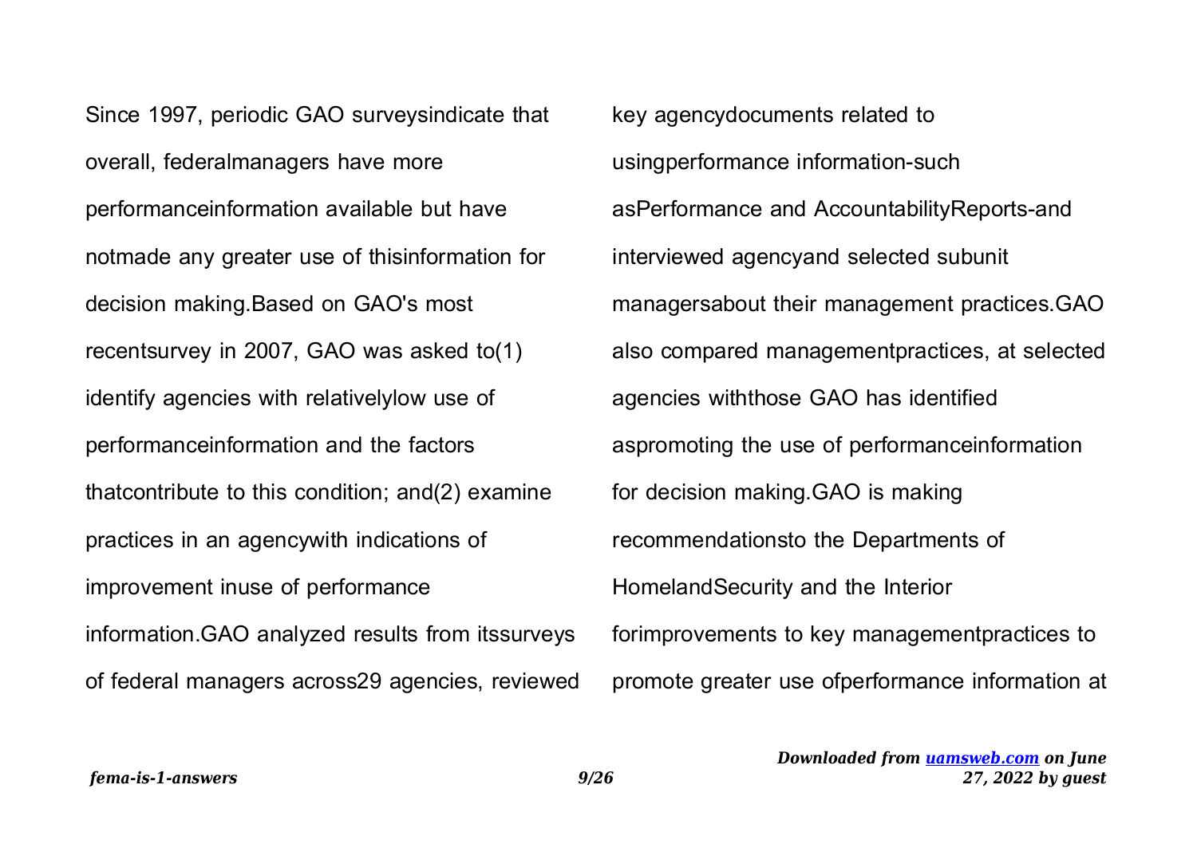Since 1997, periodic GAO surveysindicate that overall, federalmanagers have more performanceinformation available but have notmade any greater use of thisinformation for decision making.Based on GAO's most recentsurvey in 2007, GAO was asked to(1) identify agencies with relativelylow use of performanceinformation and the factors thatcontribute to this condition; and(2) examine practices in an agencywith indications of improvement inuse of performance information.GAO analyzed results from itssurveys of federal managers across29 agencies, reviewed key agencydocuments related to usingperformance information-such asPerformance and AccountabilityReports-and interviewed agencyand selected subunit managersabout their management practices.GAO also compared managementpractices, at selected agencies withthose GAO has identified aspromoting the use of performanceinformation for decision making.GAO is making recommendationsto the Departments of HomelandSecurity and the Interior forimprovements to key managementpractices to promote greater use ofperformance information at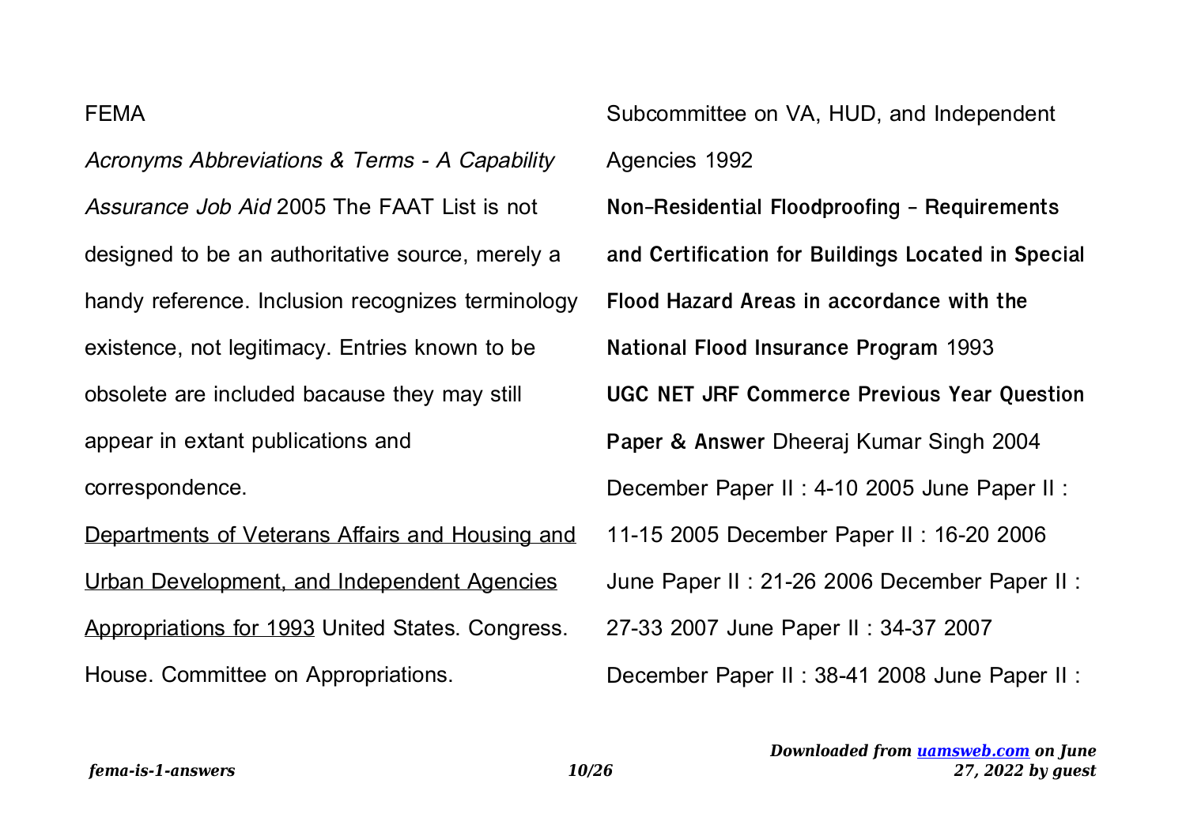FEMA

*Acronyms Abbreviations & Terms - A Capability Assurance Job Aid* 2005 The FAAT List is not designed to be an authoritative source, merely a handy reference. Inclusion recognizes terminology existence, not legitimacy. Entries known to be obsolete are included bacause they may still appear in extant publications and correspondence.

Departments of Veterans Affairs and Housing and Urban Development, and Independent Agencies Appropriations for 1993 United States. Congress. House. Committee on Appropriations. Subcommittee on VA, HUD, and Independent Agencies 1992

**Non-Residential Floodproofing - Requirements and Certification for Buildings Located in Special Flood Hazard Areas in accordance with the National Flood Insurance Program** 1993

**UGC NET JRF Commerce Previous Year Question Paper & Answer** Dheeraj Kumar Singh 2004 December Paper II : 4-10 2005 June Paper II : 11-15 2005 December Paper II : 16-20 2006 June Paper II : 21-26 2006 December Paper II : 27-33 2007 June Paper II : 34-37 2007 December Paper II : 38-41 2008 June Paper II :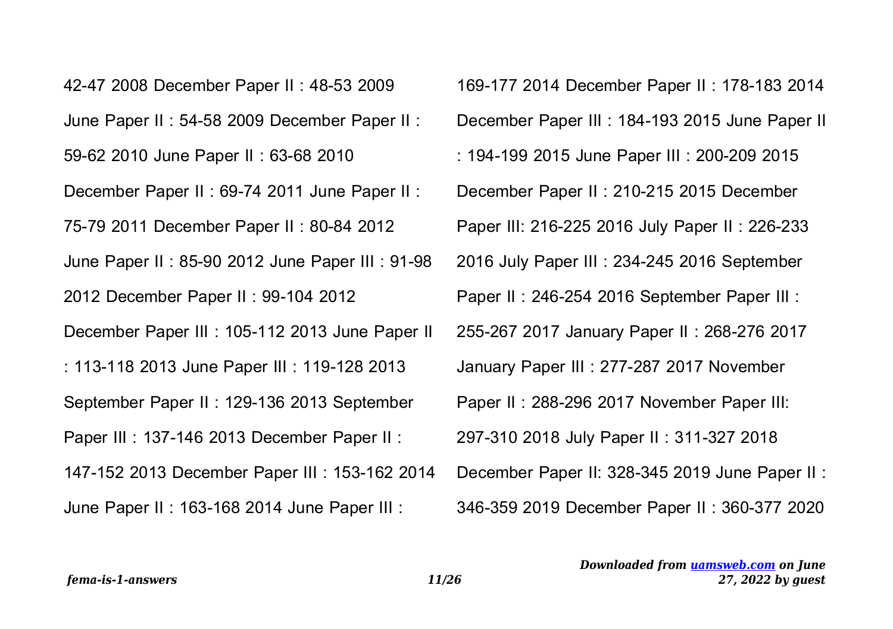42-47 2008 December Paper II : 48-53 2009 June Paper II : 54-58 2009 December Paper II : 59-62 2010 June Paper II : 63-68 2010 December Paper II : 69-74 2011 June Paper II : 75-79 2011 December Paper II : 80-84 2012 June Paper II : 85-90 2012 June Paper III : 91-98 2012 December Paper II : 99-104 2012 December Paper III : 105-112 2013 June Paper II : 113-118 2013 June Paper III : 119-128 2013 September Paper II : 129-136 2013 September Paper III : 137-146 2013 December Paper II : 147-152 2013 December Paper III : 153-162 2014 June Paper II : 163-168 2014 June Paper III : 169-177 2014 December Paper II : 178-183 2014 December Paper III : 184-193 2015 June Paper II : 194-199 2015 June Paper III : 200-209 2015 December Paper II : 210-215 2015 December Paper III: 216-225 2016 July Paper II : 226-233 2016 July Paper III : 234-245 2016 September Paper II : 246-254 2016 September Paper III : 255-267 2017 January Paper II : 268-276 2017 January Paper III : 277-287 2017 November Paper II : 288-296 2017 November Paper III: 297-310 2018 July Paper II : 311-327 2018 December Paper II: 328-345 2019 June Paper II : 346-359 2019 December Paper II : 360-377 2020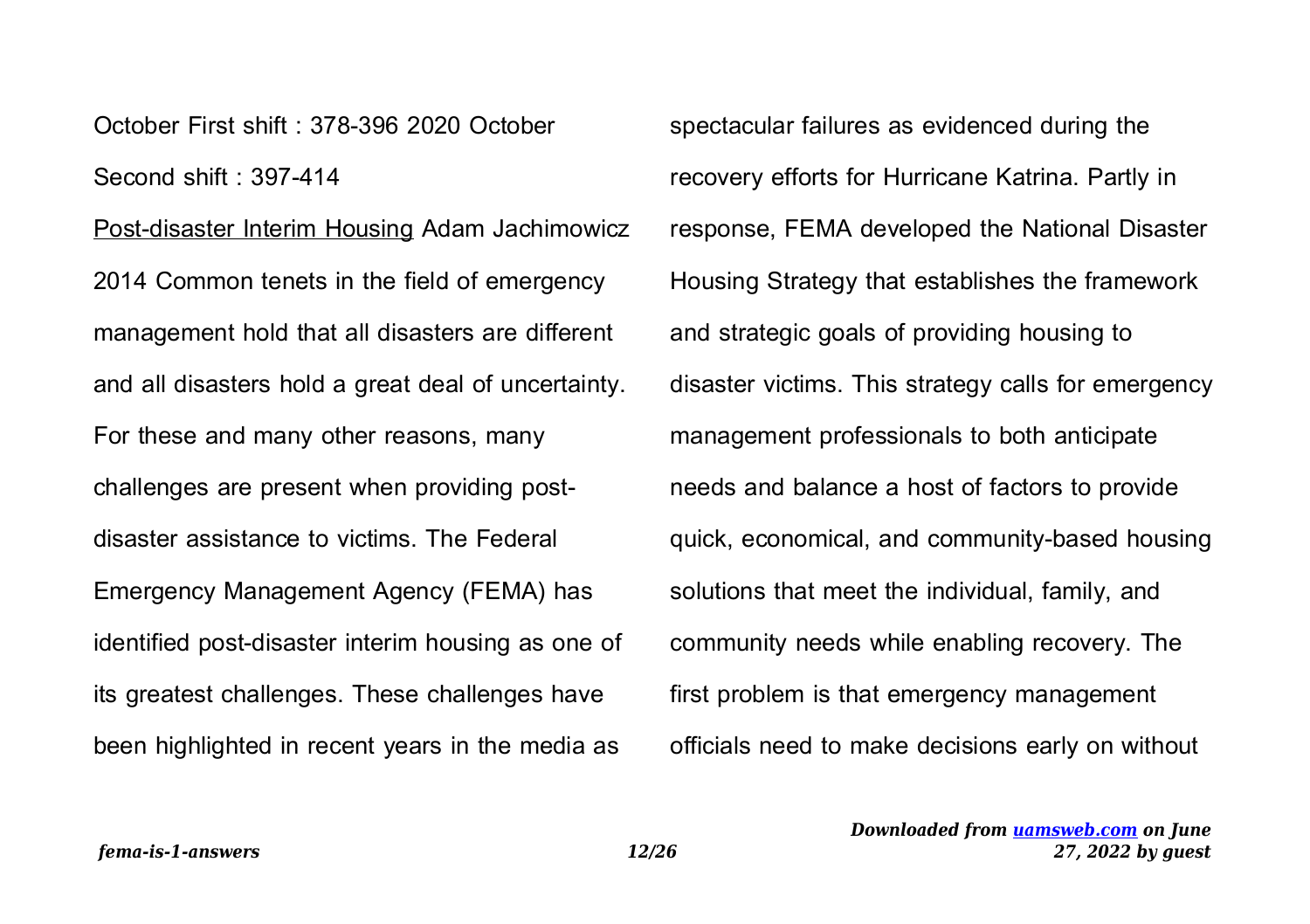October First shift : 378-396 2020 October Second shift : 397-414

Post-disaster Interim Housing Adam Jachimowicz 2014 Common tenets in the field of emergency management hold that all disasters are different and all disasters hold a great deal of uncertainty. For these and many other reasons, many challenges are present when providing post-disaster assistance to victims. The Federal Emergency Management Agency (FEMA) has identified post-disaster interim housing as one of its greatest challenges. These challenges have been highlighted in recent years in the media as spectacular failures as evidenced during the recovery efforts for Hurricane Katrina. Partly in response, FEMA developed the National Disaster Housing Strategy that establishes the framework and strategic goals of providing housing to disaster victims. This strategy calls for emergency management professionals to both anticipate needs and balance a host of factors to provide quick, economical, and community-based housing solutions that meet the individual, family, and community needs while enabling recovery. The first problem is that emergency management officials need to make decisions early on without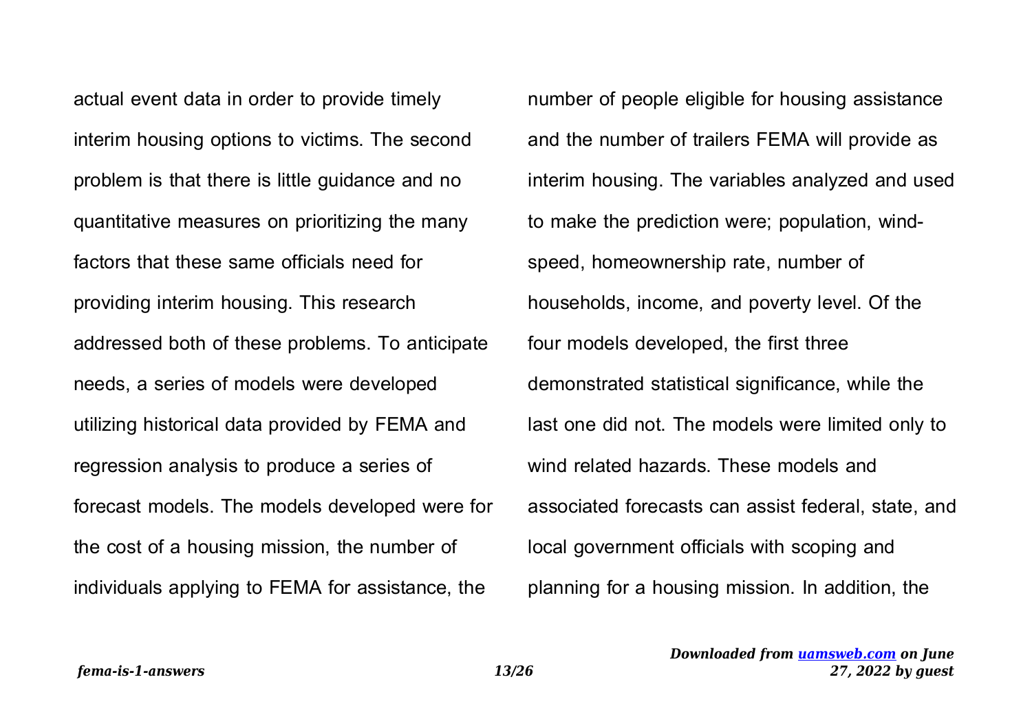actual event data in order to provide timely interim housing options to victims. The second problem is that there is little guidance and no quantitative measures on prioritizing the many factors that these same officials need for providing interim housing. This research addressed both of these problems. To anticipate needs, a series of models were developed utilizing historical data provided by FEMA and regression analysis to produce a series of forecast models. The models developed were for the cost of a housing mission, the number of individuals applying to FEMA for assistance, the number of people eligible for housing assistance and the number of trailers FEMA will provide as interim housing. The variables analyzed and used to make the prediction were; population, wind-speed, homeownership rate, number of households, income, and poverty level. Of the four models developed, the first three demonstrated statistical significance, while the last one did not. The models were limited only to wind related hazards. These models and associated forecasts can assist federal, state, and local government officials with scoping and planning for a housing mission. In addition, the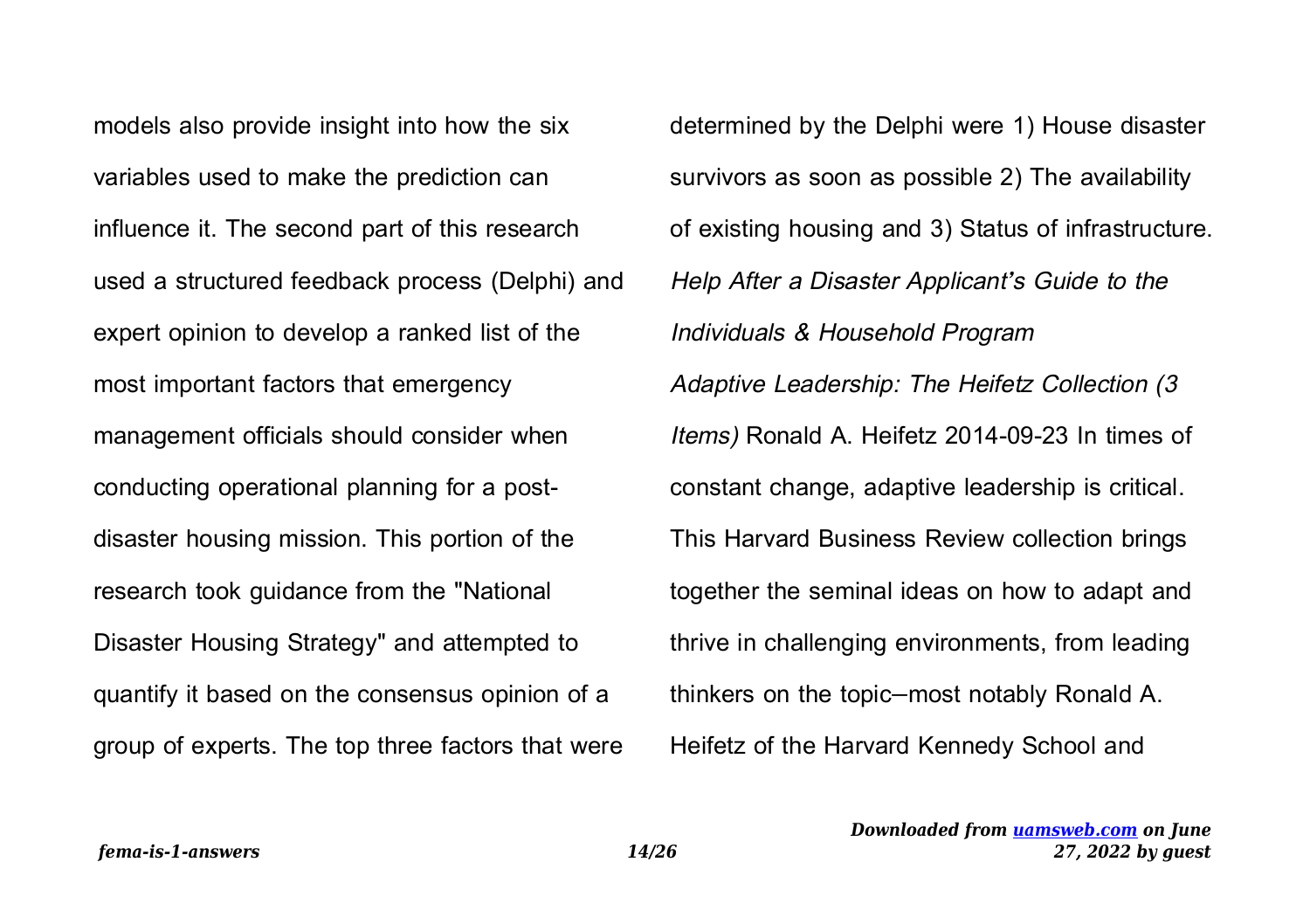models also provide insight into how the six variables used to make the prediction can influence it. The second part of this research used a structured feedback process (Delphi) and expert opinion to develop a ranked list of the most important factors that emergency management officials should consider when conducting operational planning for a post-disaster housing mission. This portion of the research took guidance from the "National Disaster Housing Strategy" and attempted to quantify it based on the consensus opinion of a group of experts. The top three factors that were determined by the Delphi were 1) House disaster survivors as soon as possible 2) The availability of existing housing and 3) Status of infrastructure.

*Help After a Disaster Applicant's Guide to the Individuals & Household Program*

*Adaptive Leadership: The Heifetz Collection (3 Items)* Ronald A. Heifetz 2014-09-23 In times of constant change, adaptive leadership is critical. This Harvard Business Review collection brings together the seminal ideas on how to adapt and thrive in challenging environments, from leading thinkers on the topic—most notably Ronald A. Heifetz of the Harvard Kennedy School and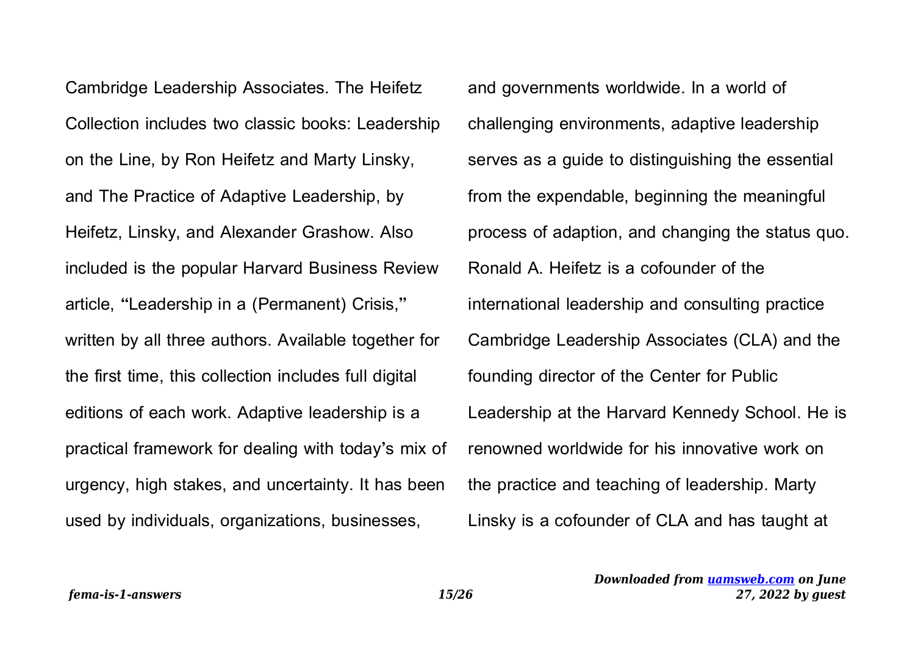Cambridge Leadership Associates. The Heifetz Collection includes two classic books: Leadership on the Line, by Ron Heifetz and Marty Linsky, and The Practice of Adaptive Leadership, by Heifetz, Linsky, and Alexander Grashow. Also included is the popular Harvard Business Review article, "Leadership in a (Permanent) Crisis," written by all three authors. Available together for the first time, this collection includes full digital editions of each work. Adaptive leadership is a practical framework for dealing with today's mix of urgency, high stakes, and uncertainty. It has been used by individuals, organizations, businesses, and governments worldwide. In a world of challenging environments, adaptive leadership serves as a guide to distinguishing the essential from the expendable, beginning the meaningful process of adaption, and changing the status quo. Ronald A. Heifetz is a cofounder of the international leadership and consulting practice Cambridge Leadership Associates (CLA) and the founding director of the Center for Public Leadership at the Harvard Kennedy School. He is renowned worldwide for his innovative work on the practice and teaching of leadership. Marty Linsky is a cofounder of CLA and has taught at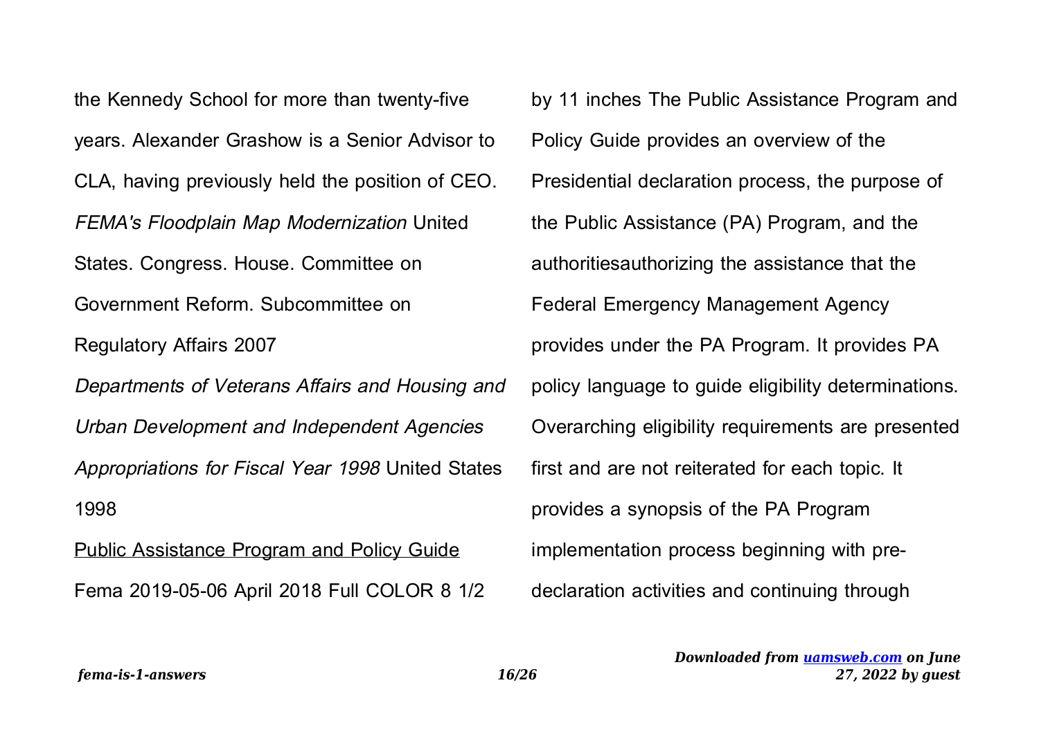the Kennedy School for more than twenty-five years. Alexander Grashow is a Senior Advisor to CLA, having previously held the position of CEO.

*FEMA's Floodplain Map Modernization* United States. Congress. House. Committee on Government Reform. Subcommittee on Regulatory Affairs 2007

*Departments of Veterans Affairs and Housing and Urban Development and Independent Agencies Appropriations for Fiscal Year 1998* United States 1998

Public Assistance Program and Policy Guide

Fema 2019-05-06 April 2018 Full COLOR 8 1/2 by 11 inches The Public Assistance Program and Policy Guide provides an overview of the Presidential declaration process, the purpose of the Public Assistance (PA) Program, and the authoritiesauthorizing the assistance that the Federal Emergency Management Agency provides under the PA Program. It provides PA policy language to guide eligibility determinations. Overarching eligibility requirements are presented first and are not reiterated for each topic. It provides a synopsis of the PA Program implementation process beginning with pre-declaration activities and continuing through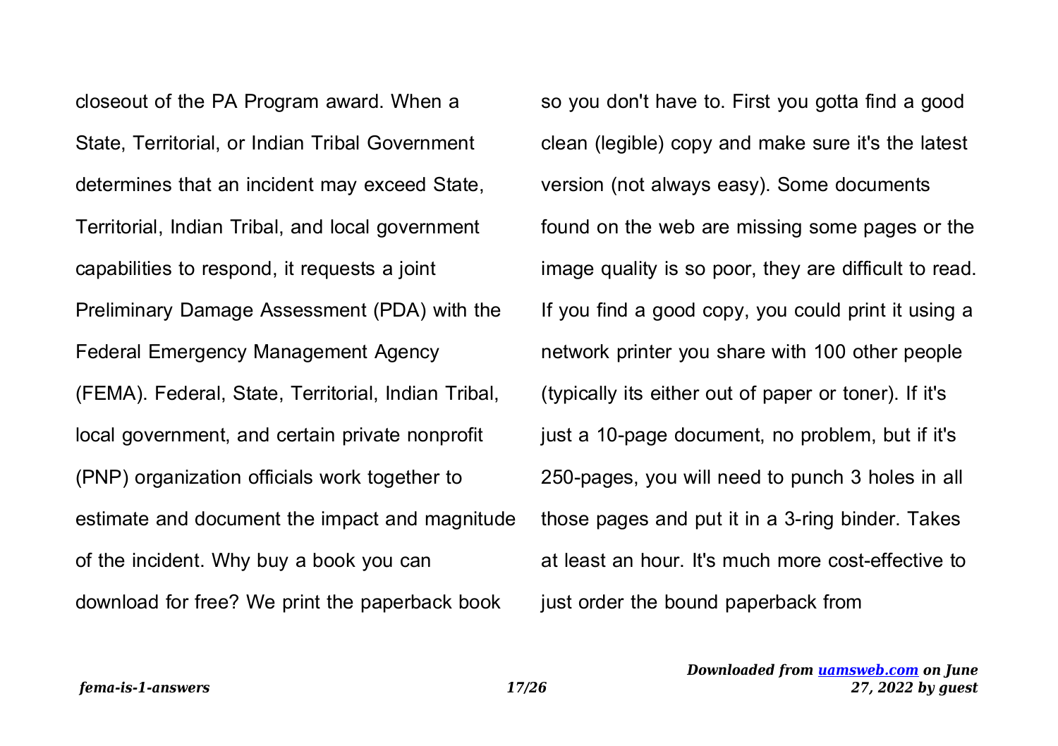closeout of the PA Program award. When a State, Territorial, or Indian Tribal Government determines that an incident may exceed State, Territorial, Indian Tribal, and local government capabilities to respond, it requests a joint Preliminary Damage Assessment (PDA) with the Federal Emergency Management Agency (FEMA). Federal, State, Territorial, Indian Tribal, local government, and certain private nonprofit (PNP) organization officials work together to estimate and document the impact and magnitude of the incident. Why buy a book you can download for free? We print the paperback book so you don't have to. First you gotta find a good clean (legible) copy and make sure it's the latest version (not always easy). Some documents found on the web are missing some pages or the image quality is so poor, they are difficult to read. If you find a good copy, you could print it using a network printer you share with 100 other people (typically its either out of paper or toner). If it's just a 10-page document, no problem, but if it's 250-pages, you will need to punch 3 holes in all those pages and put it in a 3-ring binder. Takes at least an hour. It's much more cost-effective to just order the bound paperback from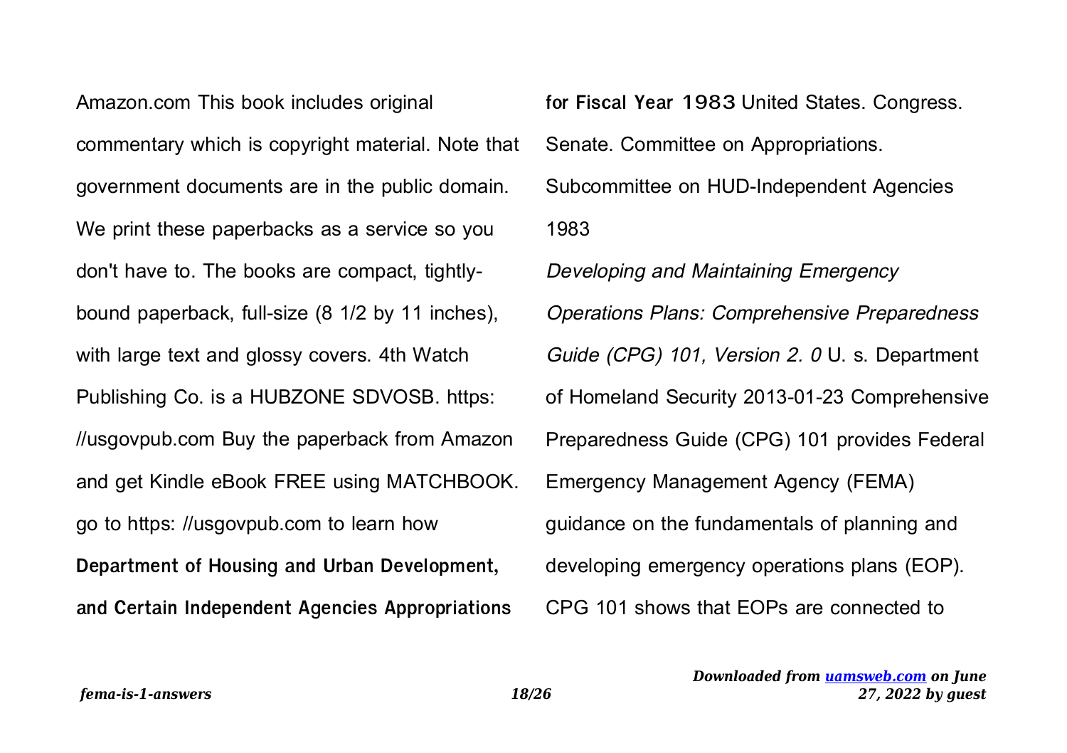Amazon.com This book includes original commentary which is copyright material. Note that government documents are in the public domain. We print these paperbacks as a service so you don't have to. The books are compact, tightly-bound paperback, full-size (8 1/2 by 11 inches), with large text and glossy covers. 4th Watch Publishing Co. is a HUBZONE SDVOSB. https: //usgovpub.com Buy the paperback from Amazon and get Kindle eBook FREE using MATCHBOOK. go to https: //usgovpub.com to learn how

**Department of Housing and Urban Development, and Certain Independent Agencies Appropriations for Fiscal Year 1983** United States. Congress. Senate. Committee on Appropriations. Subcommittee on HUD-Independent Agencies 1983

*Developing and Maintaining Emergency Operations Plans: Comprehensive Preparedness Guide (CPG) 101, Version 2. 0* U. s. Department of Homeland Security 2013-01-23 Comprehensive Preparedness Guide (CPG) 101 provides Federal Emergency Management Agency (FEMA) guidance on the fundamentals of planning and developing emergency operations plans (EOP). CPG 101 shows that EOPs are connected to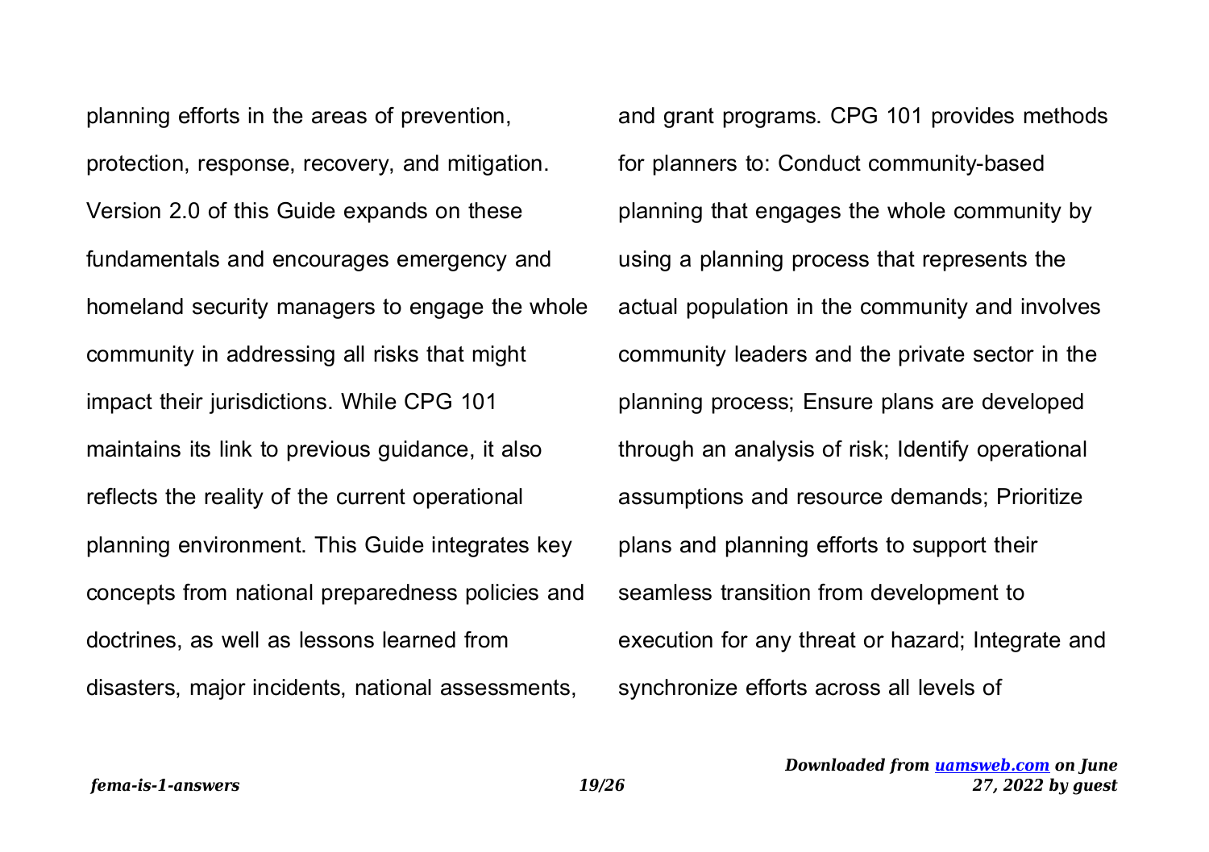planning efforts in the areas of prevention, protection, response, recovery, and mitigation. Version 2.0 of this Guide expands on these fundamentals and encourages emergency and homeland security managers to engage the whole community in addressing all risks that might impact their jurisdictions. While CPG 101 maintains its link to previous guidance, it also reflects the reality of the current operational planning environment. This Guide integrates key concepts from national preparedness policies and doctrines, as well as lessons learned from disasters, major incidents, national assessments, and grant programs. CPG 101 provides methods for planners to: Conduct community-based planning that engages the whole community by using a planning process that represents the actual population in the community and involves community leaders and the private sector in the planning process; Ensure plans are developed through an analysis of risk; Identify operational assumptions and resource demands; Prioritize plans and planning efforts to support their seamless transition from development to execution for any threat or hazard; Integrate and synchronize efforts across all levels of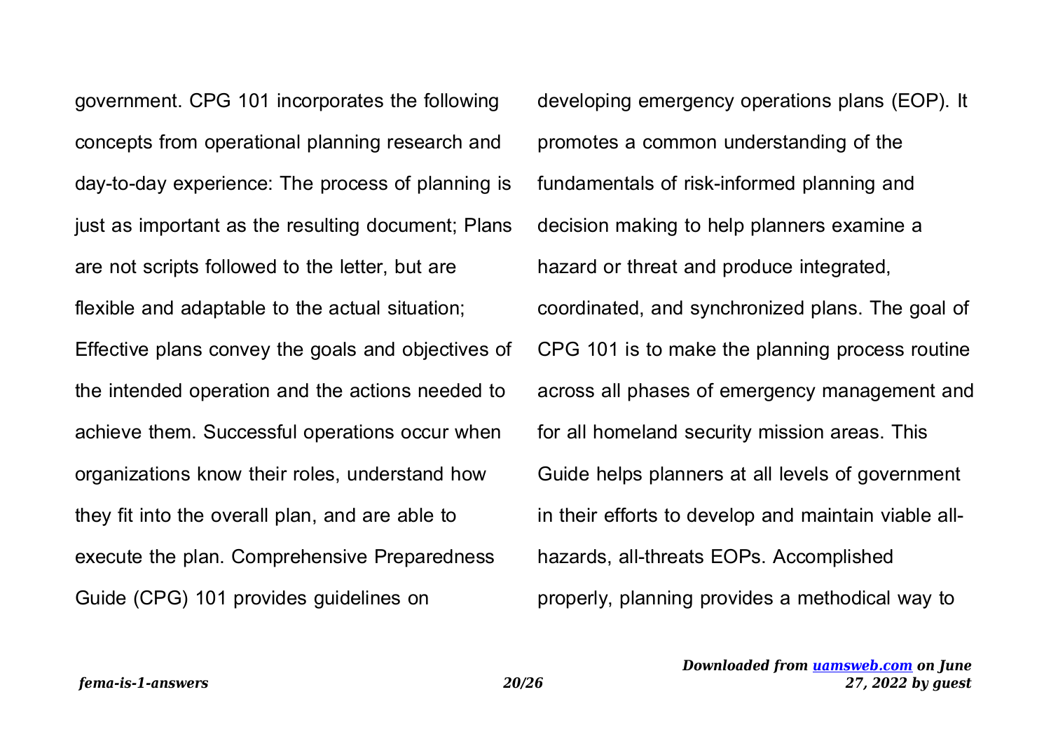government. CPG 101 incorporates the following concepts from operational planning research and day-to-day experience: The process of planning is just as important as the resulting document; Plans are not scripts followed to the letter, but are flexible and adaptable to the actual situation; Effective plans convey the goals and objectives of the intended operation and the actions needed to achieve them. Successful operations occur when organizations know their roles, understand how they fit into the overall plan, and are able to execute the plan. Comprehensive Preparedness Guide (CPG) 101 provides guidelines on developing emergency operations plans (EOP). It promotes a common understanding of the fundamentals of risk-informed planning and decision making to help planners examine a hazard or threat and produce integrated, coordinated, and synchronized plans. The goal of CPG 101 is to make the planning process routine across all phases of emergency management and for all homeland security mission areas. This Guide helps planners at all levels of government in their efforts to develop and maintain viable all-hazards, all-threats EOPs. Accomplished properly, planning provides a methodical way to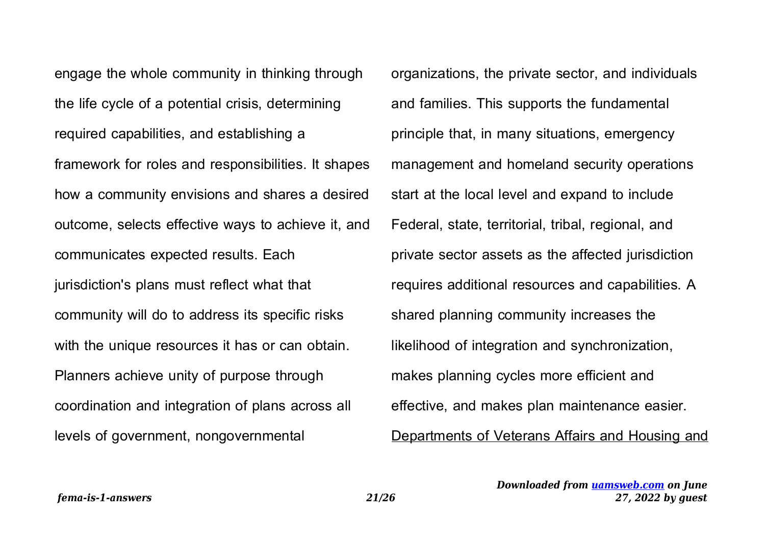engage the whole community in thinking through the life cycle of a potential crisis, determining required capabilities, and establishing a framework for roles and responsibilities. It shapes how a community envisions and shares a desired outcome, selects effective ways to achieve it, and communicates expected results. Each jurisdiction's plans must reflect what that community will do to address its specific risks with the unique resources it has or can obtain. Planners achieve unity of purpose through coordination and integration of plans across all levels of government, nongovernmental organizations, the private sector, and individuals and families. This supports the fundamental principle that, in many situations, emergency management and homeland security operations start at the local level and expand to include Federal, state, territorial, tribal, regional, and private sector assets as the affected jurisdiction requires additional resources and capabilities. A shared planning community increases the likelihood of integration and synchronization, makes planning cycles more efficient and effective, and makes plan maintenance easier.

Departments of Veterans Affairs and Housing and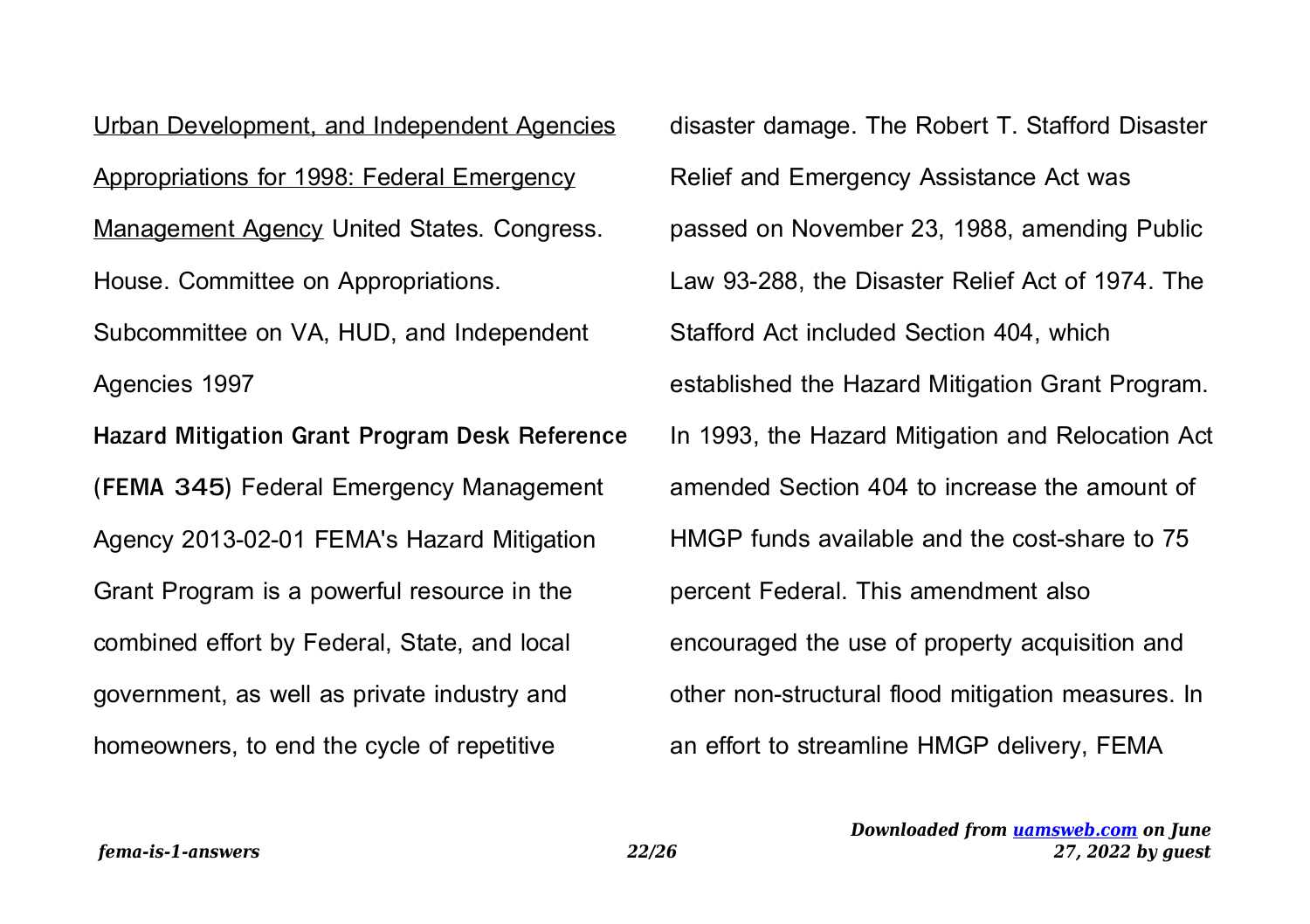Urban Development, and Independent Agencies Appropriations for 1998: Federal Emergency Management Agency United States. Congress. House. Committee on Appropriations. Subcommittee on VA, HUD, and Independent Agencies 1997

**Hazard Mitigation Grant Program Desk Reference (FEMA 345)** Federal Emergency Management Agency 2013-02-01 FEMA's Hazard Mitigation Grant Program is a powerful resource in the combined effort by Federal, State, and local government, as well as private industry and homeowners, to end the cycle of repetitive disaster damage. The Robert T. Stafford Disaster Relief and Emergency Assistance Act was passed on November 23, 1988, amending Public Law 93-288, the Disaster Relief Act of 1974. The Stafford Act included Section 404, which established the Hazard Mitigation Grant Program. In 1993, the Hazard Mitigation and Relocation Act amended Section 404 to increase the amount of HMGP funds available and the cost-share to 75 percent Federal. This amendment also encouraged the use of property acquisition and other non-structural flood mitigation measures. In an effort to streamline HMGP delivery, FEMA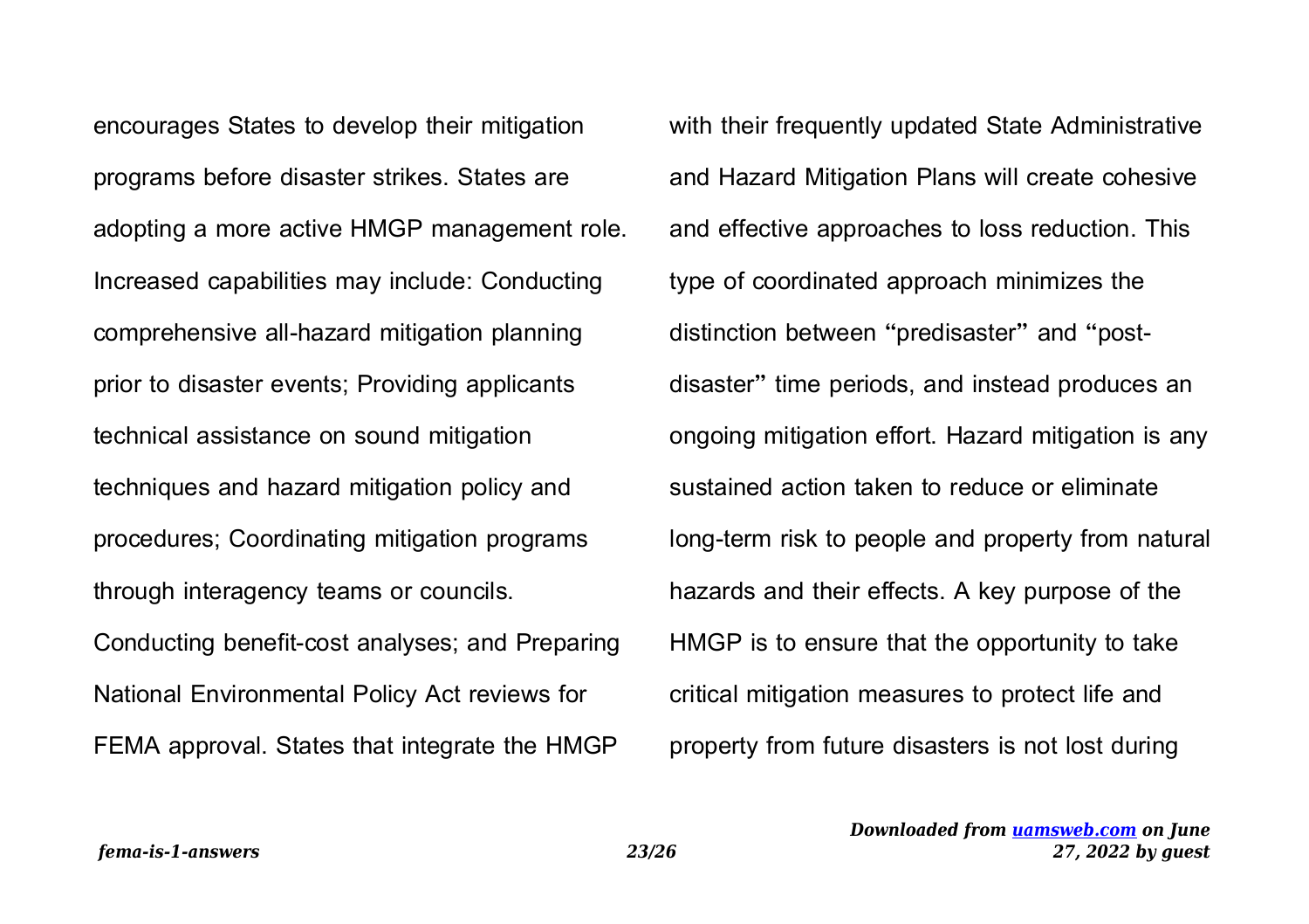encourages States to develop their mitigation programs before disaster strikes. States are adopting a more active HMGP management role. Increased capabilities may include: Conducting comprehensive all-hazard mitigation planning prior to disaster events; Providing applicants technical assistance on sound mitigation techniques and hazard mitigation policy and procedures; Coordinating mitigation programs through interagency teams or councils. Conducting benefit-cost analyses; and Preparing National Environmental Policy Act reviews for FEMA approval. States that integrate the HMGP with their frequently updated State Administrative and Hazard Mitigation Plans will create cohesive and effective approaches to loss reduction. This type of coordinated approach minimizes the distinction between "predisaster" and "post-disaster" time periods, and instead produces an ongoing mitigation effort. Hazard mitigation is any sustained action taken to reduce or eliminate long-term risk to people and property from natural hazards and their effects. A key purpose of the HMGP is to ensure that the opportunity to take critical mitigation measures to protect life and property from future disasters is not lost during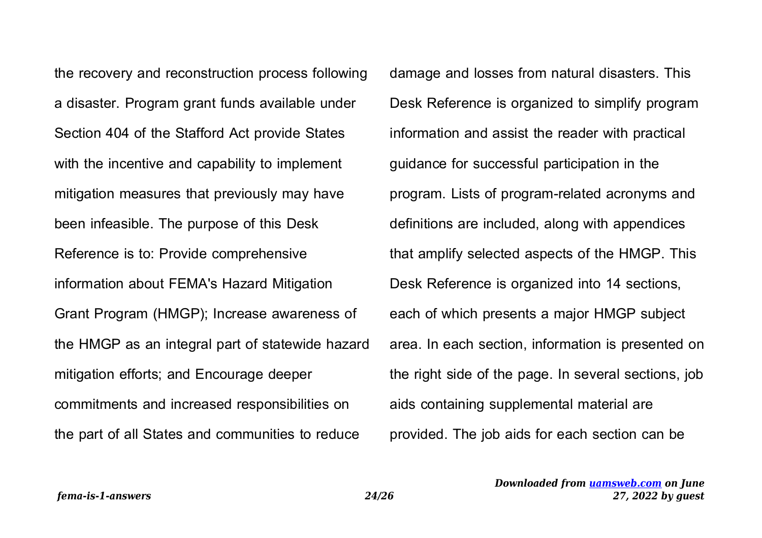the recovery and reconstruction process following a disaster. Program grant funds available under Section 404 of the Stafford Act provide States with the incentive and capability to implement mitigation measures that previously may have been infeasible. The purpose of this Desk Reference is to: Provide comprehensive information about FEMA's Hazard Mitigation Grant Program (HMGP); Increase awareness of the HMGP as an integral part of statewide hazard mitigation efforts; and Encourage deeper commitments and increased responsibilities on the part of all States and communities to reduce damage and losses from natural disasters. This Desk Reference is organized to simplify program information and assist the reader with practical guidance for successful participation in the program. Lists of program-related acronyms and definitions are included, along with appendices that amplify selected aspects of the HMGP. This Desk Reference is organized into 14 sections, each of which presents a major HMGP subject area. In each section, information is presented on the right side of the page. In several sections, job aids containing supplemental material are provided. The job aids for each section can be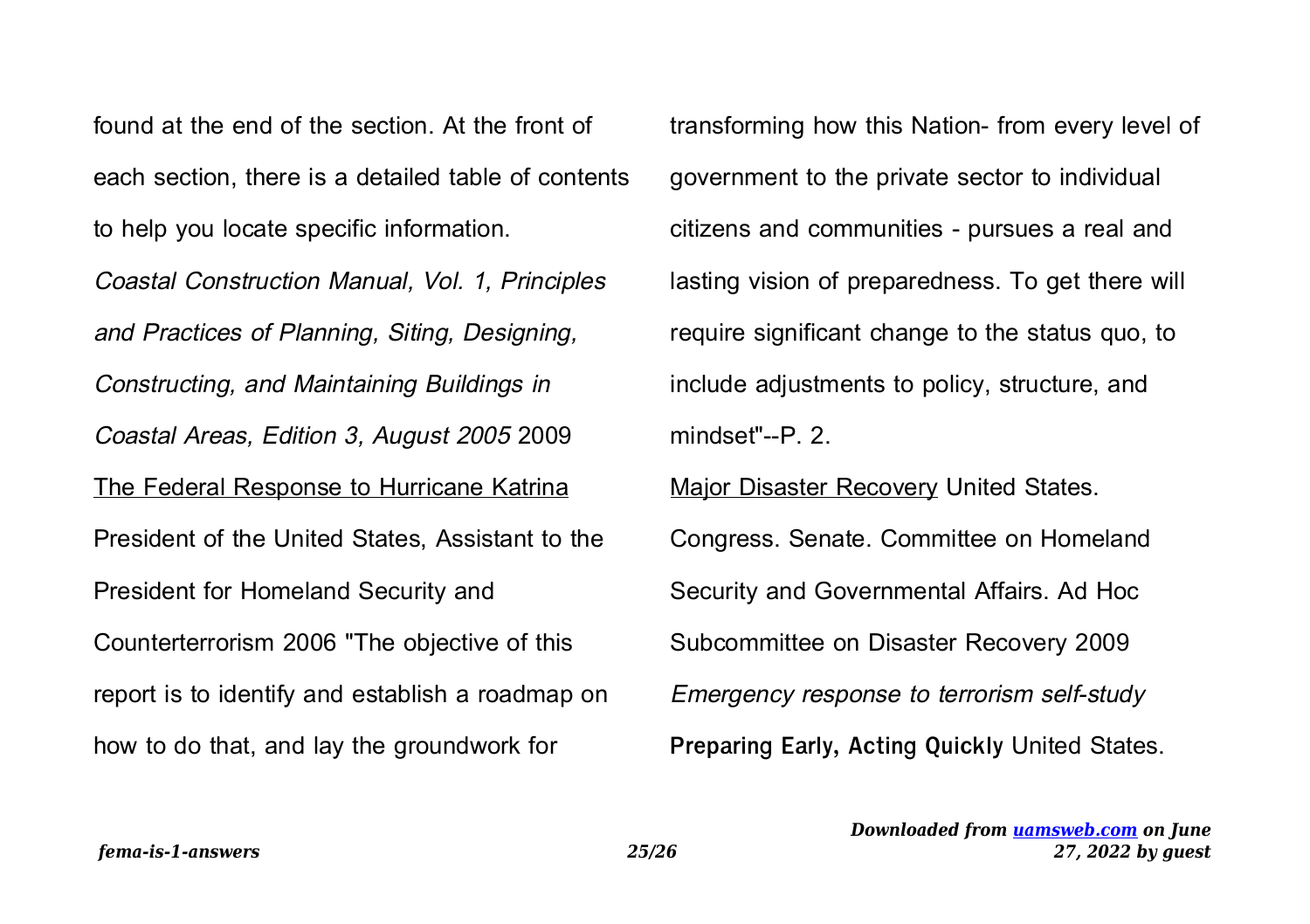found at the end of the section. At the front of each section, there is a detailed table of contents to help you locate specific information.

*Coastal Construction Manual, Vol. 1, Principles and Practices of Planning, Siting, Designing, Constructing, and Maintaining Buildings in Coastal Areas, Edition 3, August 2005* 2009

The Federal Response to Hurricane Katrina President of the United States, Assistant to the President for Homeland Security and Counterterrorism 2006 "The objective of this report is to identify and establish a roadmap on how to do that, and lay the groundwork for transforming how this Nation- from every level of government to the private sector to individual citizens and communities - pursues a real and lasting vision of preparedness. To get there will require significant change to the status quo, to include adjustments to policy, structure, and mindset"--P. 2.

Major Disaster Recovery United States. Congress. Senate. Committee on Homeland Security and Governmental Affairs. Ad Hoc Subcommittee on Disaster Recovery 2009

*Emergency response to terrorism self-study*

**Preparing Early, Acting Quickly** United States.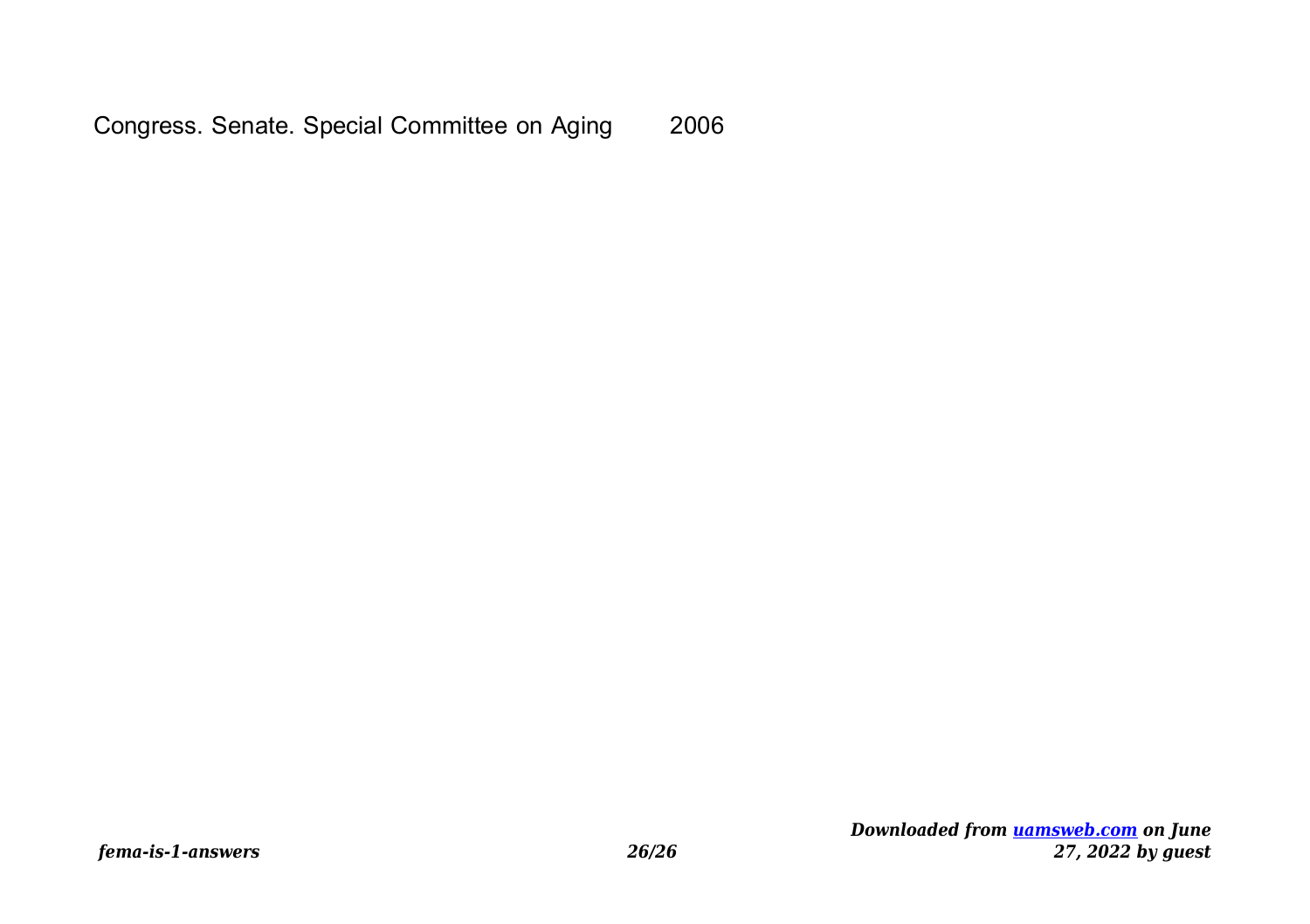Congress. Senate. Special Committee on Aging 2006